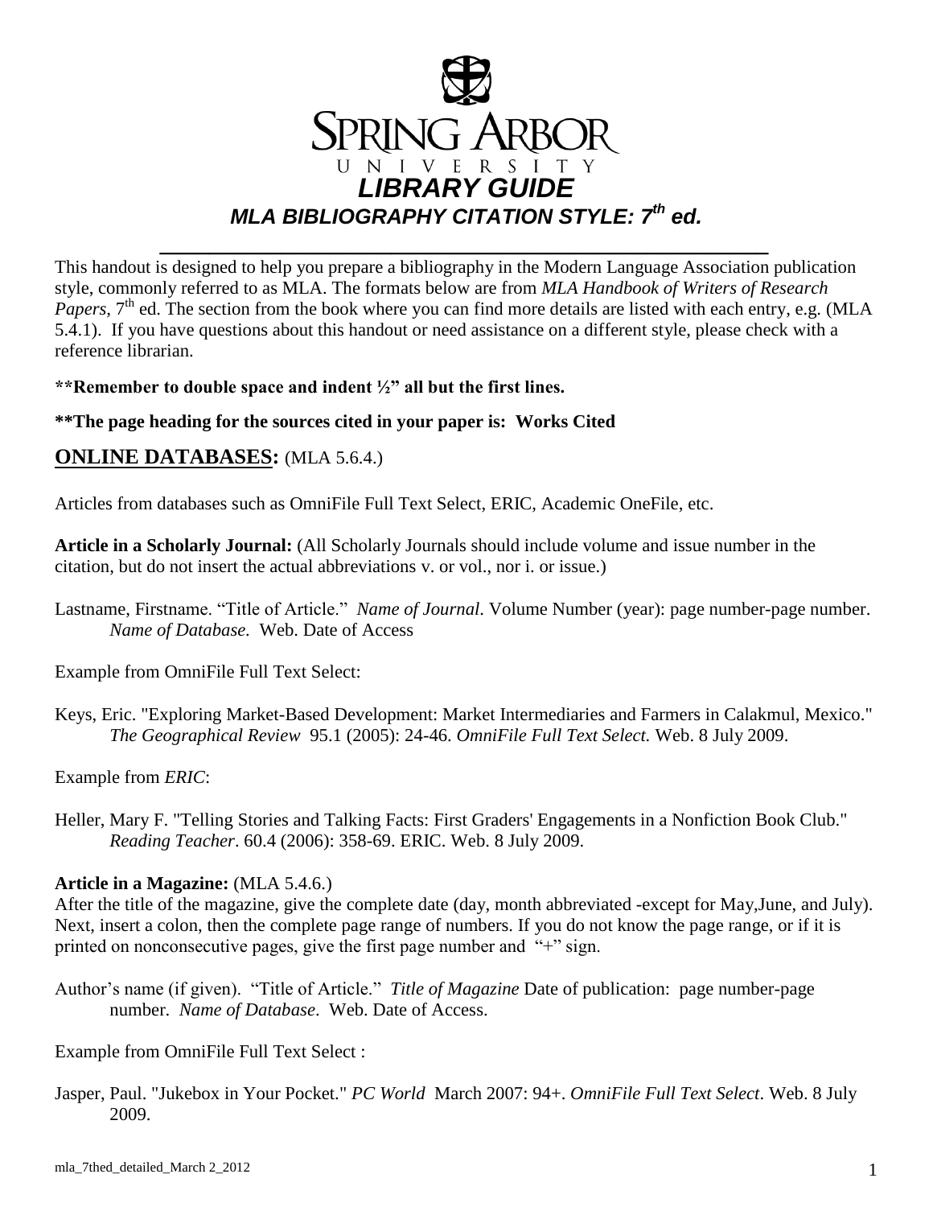# SPRING ARBOR UNIVERSITY

## *LIBRARY GUIDE*

## *MLA BIBLIOGRAPHY CITATION STYLE: 7th ed.*

This handout is designed to help you prepare a bibliography in the Modern Language Association publication style, commonly referred to as MLA. The formats below are from *MLA Handbook of Writers of Research Papers,* 7th ed. The section from the book where you can find more details are listed with each entry, e.g. (MLA 5.4.1). If you have questions about this handout or need assistance on a different style, please check with a reference librarian.

**\*\*Remember to double space and indent ½" all but the first lines.**

**\*\*The page heading for the sources cited in your paper is: Works Cited**

## **ONLINE DATABASES:** (MLA 5.6.4.)

Articles from databases such as OmniFile Full Text Select, ERIC, Academic OneFile, etc.

**Article in a Scholarly Journal:** (All Scholarly Journals should include volume and issue number in the citation, but do not insert the actual abbreviations v. or vol., nor i. or issue.)

Lastname, Firstname. "Title of Article." *Name of Journal*. Volume Number (year): page number-page number. *Name of Database.* Web. Date of Access

Example from OmniFile Full Text Select:

Keys, Eric. "Exploring Market-Based Development: Market Intermediaries and Farmers in Calakmul, Mexico." *The Geographical Review* 95.1 (2005): 24-46. *OmniFile Full Text Select.* Web. 8 July 2009.

Example from *ERIC*:

Heller, Mary F. "Telling Stories and Talking Facts: First Graders' Engagements in a Nonfiction Book Club." *Reading Teacher*. 60.4 (2006): 358-69. ERIC. Web. 8 July 2009.

**Article in a Magazine:** (MLA 5.4.6.)

After the title of the magazine, give the complete date (day, month abbreviated -except for May,June, and July). Next, insert a colon, then the complete page range of numbers. If you do not know the page range, or if it is printed on nonconsecutive pages, give the first page number and "+" sign.

Author's name (if given). "Title of Article." *Title of Magazine* Date of publication: page number-page number. *Name of Database*. Web. Date of Access.

Example from OmniFile Full Text Select :

Jasper, Paul. "Jukebox in Your Pocket." *PC World* March 2007: 94+. *OmniFile Full Text Select*. Web. 8 July 2009.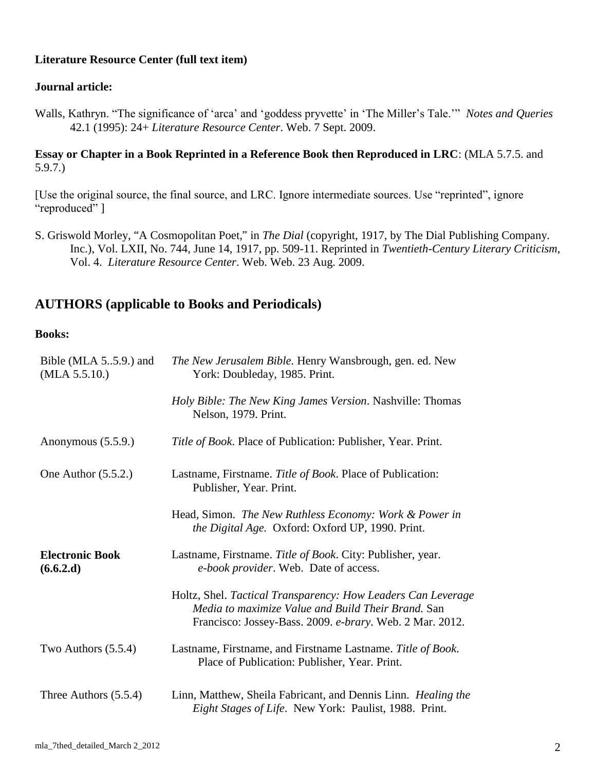**Literature Resource Center (full text item)**

**Journal article:**

Walls, Kathryn. "The significance of 'arca' and 'goddess pryvette' in 'The Miller's Tale.'" *Notes and Queries* 42.1 (1995): 24+ *Literature Resource Center*. Web. 7 Sept. 2009.

**Essay or Chapter in a Book Reprinted in a Reference Book then Reproduced in LRC**: (MLA 5.7.5. and 5.9.7.)

[Use the original source, the final source, and LRC. Ignore intermediate sources. Use "reprinted", ignore "reproduced" ]

S. Griswold Morley, "A Cosmopolitan Poet," in *The Dial* (copyright, 1917, by The Dial Publishing Company. Inc.), Vol. LXII, No. 744, June 14, 1917, pp. 509-11. Reprinted in *Twentieth-Century Literary Criticism*, Vol. 4. *Literature Resource Center*. Web. Web. 23 Aug. 2009.

## AUTHORS (applicable to Books and Periodicals)

**Books:**

| | |
|---|---|
| Bible (MLA 5..5.9.) and (MLA 5.5.10.) | *The New Jerusalem Bible.* Henry Wansbrough, gen. ed. New York: Doubleday, 1985. Print. |
| | *Holy Bible: The New King James Version*. Nashville: Thomas Nelson, 1979. Print. |
| Anonymous (5.5.9.) | *Title of Book.* Place of Publication: Publisher, Year. Print. |
| One Author (5.5.2.) | Lastname, Firstname. *Title of Book*. Place of Publication: Publisher, Year. Print. |
| | Head, Simon. *The New Ruthless Economy: Work & Power in the Digital Age.* Oxford: Oxford UP, 1990. Print. |
| **Electronic Book (6.6.2.d)** | Lastname, Firstname. *Title of Book*. City: Publisher, year. *e-book provider*. Web. Date of access. |
| | Holtz, Shel. *Tactical Transparency: How Leaders Can Leverage Media to maximize Value and Build Their Brand.* San Francisco: Jossey-Bass. 2009. *e-brary*. Web. 2 Mar. 2012. |
| Two Authors (5.5.4) | Lastname, Firstname, and Firstname Lastname. *Title of Book.* Place of Publication: Publisher, Year. Print. |
| Three Authors (5.5.4) | Linn, Matthew, Sheila Fabricant, and Dennis Linn. *Healing the Eight Stages of Life*. New York: Paulist, 1988. Print. |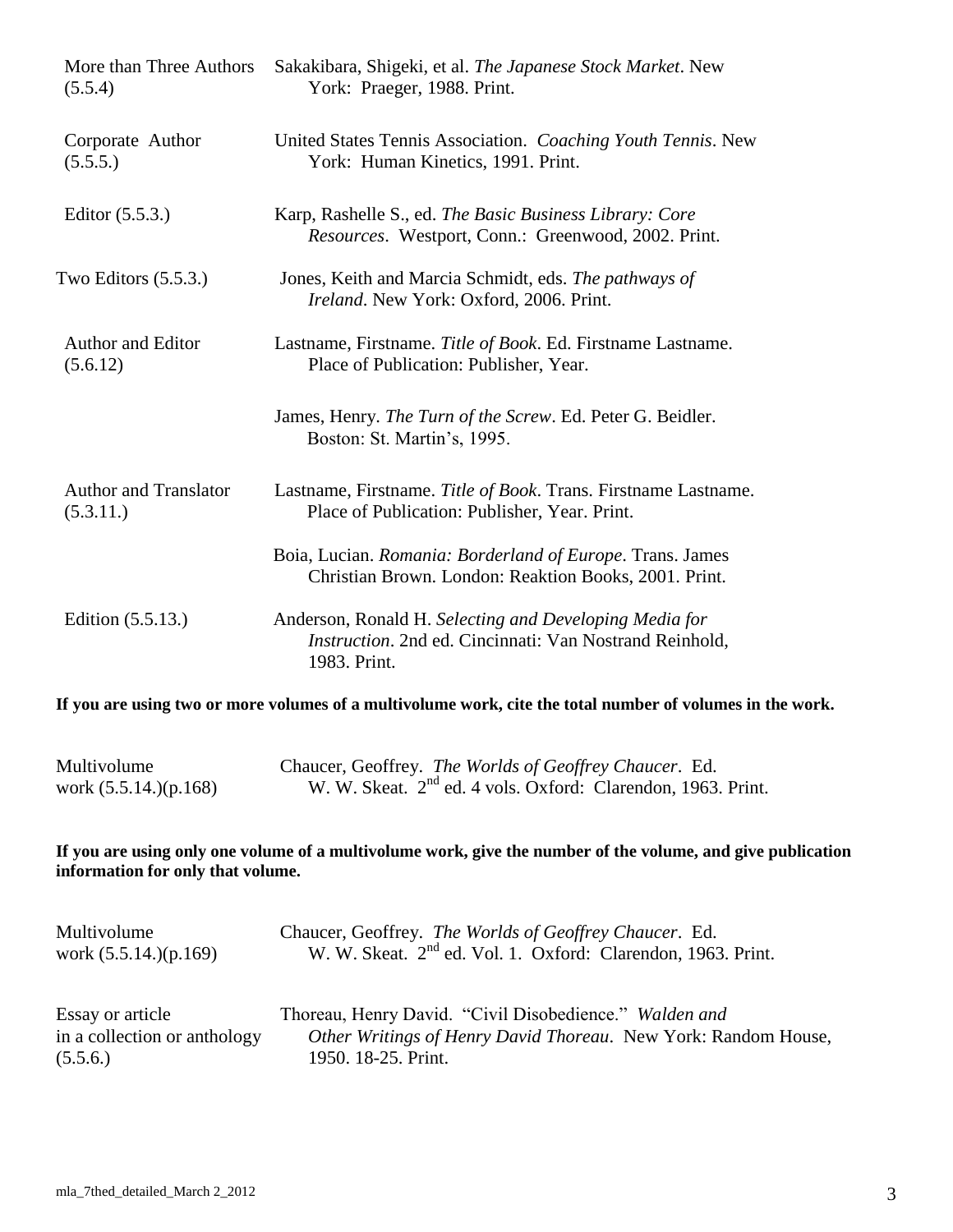| | |
|---|---|
| More than Three Authors (5.5.4) | Sakakibara, Shigeki, et al. *The Japanese Stock Market*. New York: Praeger, 1988. Print. |
| Corporate Author (5.5.5.) | United States Tennis Association. *Coaching Youth Tennis*. New York: Human Kinetics, 1991. Print. |
| Editor (5.5.3.) | Karp, Rashelle S., ed. *The Basic Business Library: Core Resources*. Westport, Conn.: Greenwood, 2002. Print. |
| Two Editors (5.5.3.) | Jones, Keith and Marcia Schmidt, eds. *The pathways of Ireland*. New York: Oxford, 2006. Print. |
| Author and Editor (5.6.12) | Lastname, Firstname. *Title of Book*. Ed. Firstname Lastname. Place of Publication: Publisher, Year. |
| | James, Henry. *The Turn of the Screw*. Ed. Peter G. Beidler. Boston: St. Martin's, 1995. |
| Author and Translator (5.3.11.) | Lastname, Firstname. *Title of Book*. Trans. Firstname Lastname. Place of Publication: Publisher, Year. Print. |
| | Boia, Lucian. *Romania: Borderland of Europe*. Trans. James Christian Brown. London: Reaktion Books, 2001. Print. |
| Edition (5.5.13.) | Anderson, Ronald H. *Selecting and Developing Media for Instruction*. 2nd ed. Cincinnati: Van Nostrand Reinhold, 1983. Print. |

**If you are using two or more volumes of a multivolume work, cite the total number of volumes in the work.**

| | |
|---|---|
| Multivolume work (5.5.14.)(p.168) | Chaucer, Geoffrey. *The Worlds of Geoffrey Chaucer*. Ed. W. W. Skeat. 2nd ed. 4 vols. Oxford: Clarendon, 1963. Print. |

**If you are using only one volume of a multivolume work, give the number of the volume, and give publication information for only that volume.**

| | |
|---|---|
| Multivolume work (5.5.14.)(p.169) | Chaucer, Geoffrey. *The Worlds of Geoffrey Chaucer*. Ed. W. W. Skeat. 2nd ed. Vol. 1. Oxford: Clarendon, 1963. Print. |
| Essay or article in a collection or anthology (5.5.6.) | Thoreau, Henry David. "Civil Disobedience." *Walden and Other Writings of Henry David Thoreau*. New York: Random House, 1950. 18-25. Print. |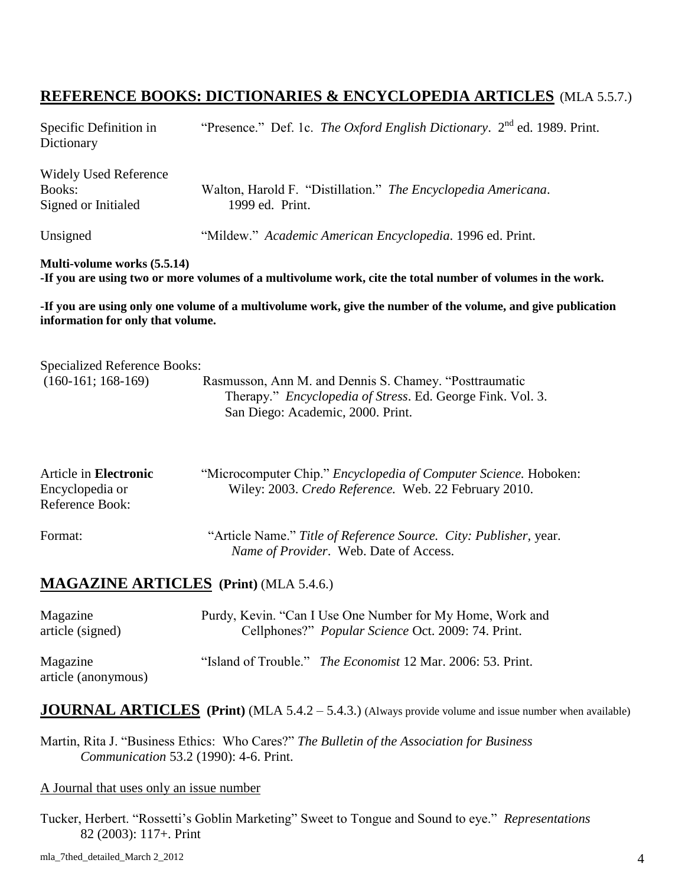## REFERENCE BOOKS: DICTIONARIES & ENCYCLOPEDIA ARTICLES (MLA 5.5.7.)

| | |
|---|---|
| Specific Definition in Dictionary | "Presence." Def. 1c. *The Oxford English Dictionary*. 2nd ed. 1989. Print. |
| Widely Used Reference Books: Signed or Initialed | Walton, Harold F. "Distillation." *The Encyclopedia Americana*. 1999 ed. Print. |
| Unsigned | "Mildew." *Academic American Encyclopedia*. 1996 ed. Print. |

**Multi-volume works (5.5.14)**

**-If you are using two or more volumes of a multivolume work, cite the total number of volumes in the work.**

**-If you are using only one volume of a multivolume work, give the number of the volume, and give publication information for only that volume.**

| | |
|---|---|
| Specialized Reference Books: (160-161; 168-169) | Rasmusson, Ann M. and Dennis S. Chamey. "Posttraumatic Therapy." *Encyclopedia of Stress*. Ed. George Fink. Vol. 3. San Diego: Academic, 2000. Print. |
| Article in **Electronic** Encyclopedia or Reference Book: | "Microcomputer Chip." *Encyclopedia of Computer Science.* Hoboken: Wiley: 2003. *Credo Reference.* Web. 22 February 2010. |
| Format: | "Article Name." *Title of Reference Source. City: Publisher,* year. *Name of Provider*. Web. Date of Access. |

## MAGAZINE ARTICLES (Print) (MLA 5.4.6.)

| | |
|---|---|
| Magazine article (signed) | Purdy, Kevin. "Can I Use One Number for My Home, Work and Cellphones?" *Popular Science* Oct. 2009: 74. Print. |
| Magazine article (anonymous) | "Island of Trouble." *The Economist* 12 Mar. 2006: 53. Print. |

## JOURNAL ARTICLES (Print) (MLA 5.4.2 – 5.4.3.) (Always provide volume and issue number when available)

Martin, Rita J. "Business Ethics: Who Cares?" *The Bulletin of the Association for Business Communication* 53.2 (1990): 4-6. Print.

A Journal that uses only an issue number

Tucker, Herbert. "Rossetti's Goblin Marketing" Sweet to Tongue and Sound to eye." *Representations* 82 (2003): 117+. Print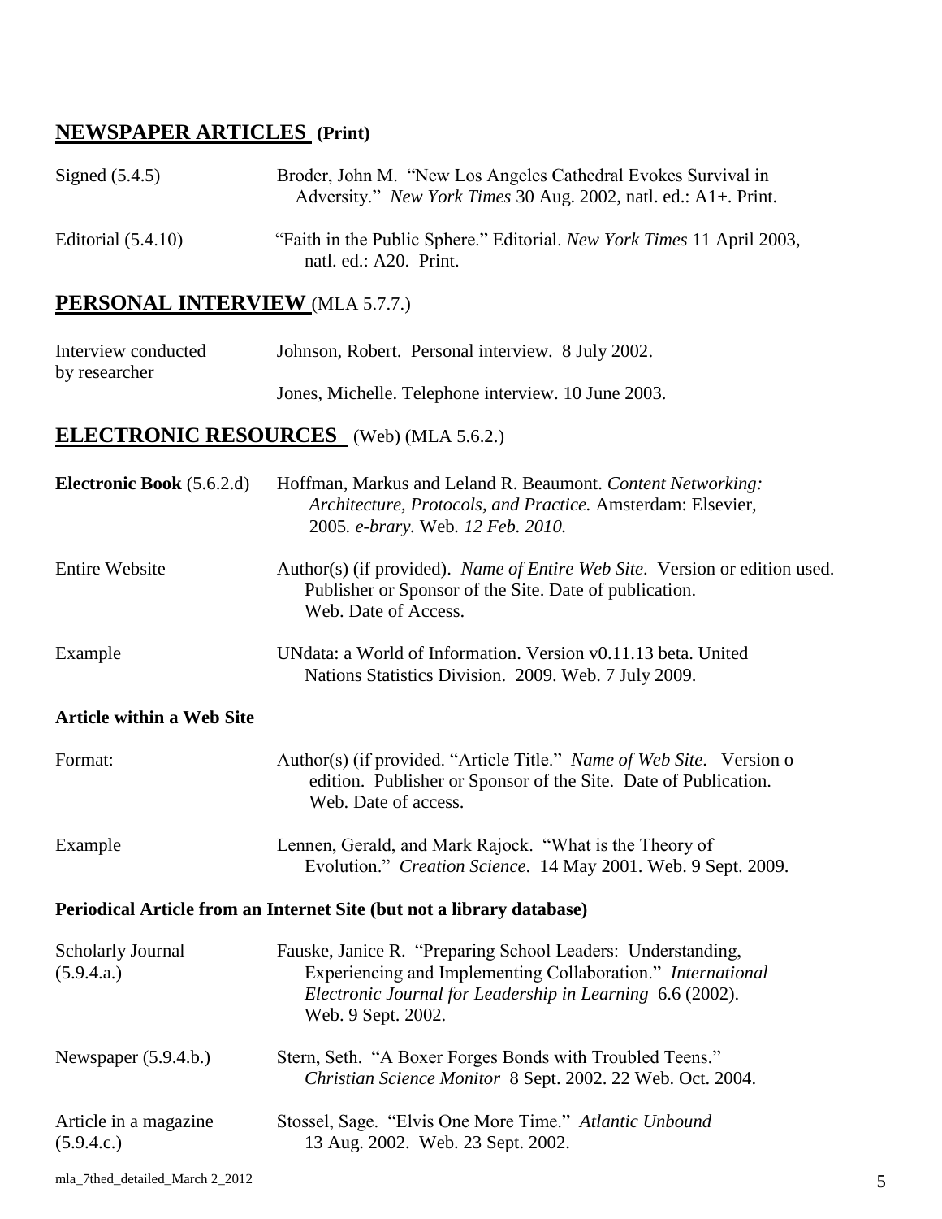## NEWSPAPER ARTICLES (Print)

| | |
|---|---|
| Signed (5.4.5) | Broder, John M. "New Los Angeles Cathedral Evokes Survival in Adversity." *New York Times* 30 Aug. 2002, natl. ed.: A1+. Print. |
| Editorial (5.4.10) | "Faith in the Public Sphere." Editorial. *New York Times* 11 April 2003, natl. ed.: A20. Print. |

## PERSONAL INTERVIEW (MLA 5.7.7.)

| | |
|---|---|
| Interview conducted by researcher | Johnson, Robert. Personal interview. 8 July 2002. |
| | Jones, Michelle. Telephone interview. 10 June 2003. |

## ELECTRONIC RESOURCES (Web) (MLA 5.6.2.)

| | |
|---|---|
| **Electronic Book** (5.6.2.d) | Hoffman, Markus and Leland R. Beaumont. *Content Networking: Architecture, Protocols, and Practice.* Amsterdam: Elsevier, 2005. *e-brary.* Web. *12 Feb. 2010.* |
| Entire Website | Author(s) (if provided). *Name of Entire Web Site*. Version or edition used. Publisher or Sponsor of the Site. Date of publication. Web. Date of Access. |
| Example | UNdata: a World of Information. Version v0.11.13 beta. United Nations Statistics Division. 2009. Web. 7 July 2009. |

**Article within a Web Site**

| | |
|---|---|
| Format: | Author(s) (if provided. "Article Title." *Name of Web Site*. Version o edition. Publisher or Sponsor of the Site. Date of Publication. Web. Date of access. |
| Example | Lennen, Gerald, and Mark Rajock. "What is the Theory of Evolution." *Creation Science*. 14 May 2001. Web. 9 Sept. 2009. |

**Periodical Article from an Internet Site (but not a library database)**

| | |
|---|---|
| Scholarly Journal (5.9.4.a.) | Fauske, Janice R. "Preparing School Leaders: Understanding, Experiencing and Implementing Collaboration." *International Electronic Journal for Leadership in Learning* 6.6 (2002). Web. 9 Sept. 2002. |
| Newspaper (5.9.4.b.) | Stern, Seth. "A Boxer Forges Bonds with Troubled Teens." *Christian Science Monitor* 8 Sept. 2002. 22 Web. Oct. 2004. |
| Article in a magazine (5.9.4.c.) | Stossel, Sage. "Elvis One More Time." *Atlantic Unbound* 13 Aug. 2002. Web. 23 Sept. 2002. |